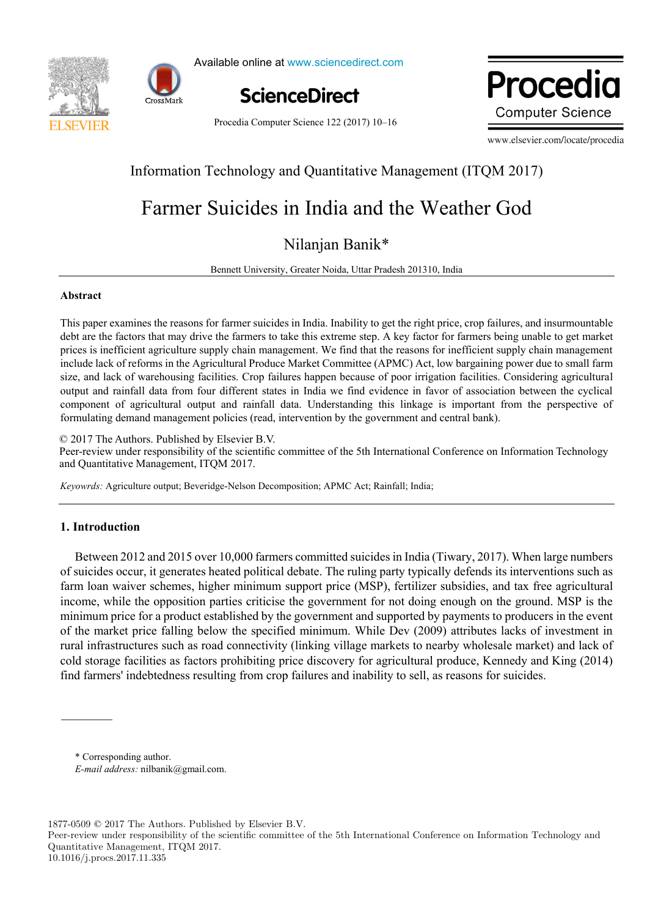Information Technology and Quantitative Management (ITQM 2017)

# Farmer Suicides in India and the Weather God

Nilanjan Banik*

Bennett University, Greater Noida, Uttar Pradesh 201310, India

## Abstract

This paper examines the reasons for farmer suicides in India. Inability to get the right price, crop failures, and insurmountable debt are the factors that may drive the farmers to take this extreme step. A key factor for farmers being unable to get market prices is inefficient agriculture supply chain management. We find that the reasons for inefficient supply chain management include lack of reforms in the Agricultural Produce Market Committee (APMC) Act, low bargaining power due to small farm size, and lack of warehousing facilities. Crop failures happen because of poor irrigation facilities. Considering agricultural output and rainfall data from four different states in India we find evidence in favor of association between the cyclical component of agricultural output and rainfall data. Understanding this linkage is important from the perspective of formulating demand management policies (read, intervention by the government and central bank).

© 2017 The Authors. Published by Elsevier B.V.
Peer-review under responsibility of the scientific committee of the 5th International Conference on Information Technology and Quantitative Management, ITQM 2017.

*Keywords:* Agriculture output; Beveridge-Nelson Decomposition; APMC Act; Rainfall; India;

## 1. Introduction

Between 2012 and 2015 over 10,000 farmers committed suicides in India (Tiwary, 2017). When large numbers of suicides occur, it generates heated political debate. The ruling party typically defends its interventions such as farm loan waiver schemes, higher minimum support price (MSP), fertilizer subsidies, and tax free agricultural income, while the opposition parties criticise the government for not doing enough on the ground. MSP is the minimum price for a product established by the government and supported by payments to producers in the event of the market price falling below the specified minimum. While Dev (2009) attributes lacks of investment in rural infrastructures such as road connectivity (linking village markets to nearby wholesale market) and lack of cold storage facilities as factors prohibiting price discovery for agricultural produce, Kennedy and King (2014) find farmers' indebtedness resulting from crop failures and inability to sell, as reasons for suicides.

\* Corresponding author.
*E-mail address:* nilbanik@gmail.com.

1877-0509 © 2017 The Authors. Published by Elsevier B.V.
Peer-review under responsibility of the scientific committee of the 5th International Conference on Information Technology and Quantitative Management, ITQM 2017.
10.1016/j.procs.2017.11.335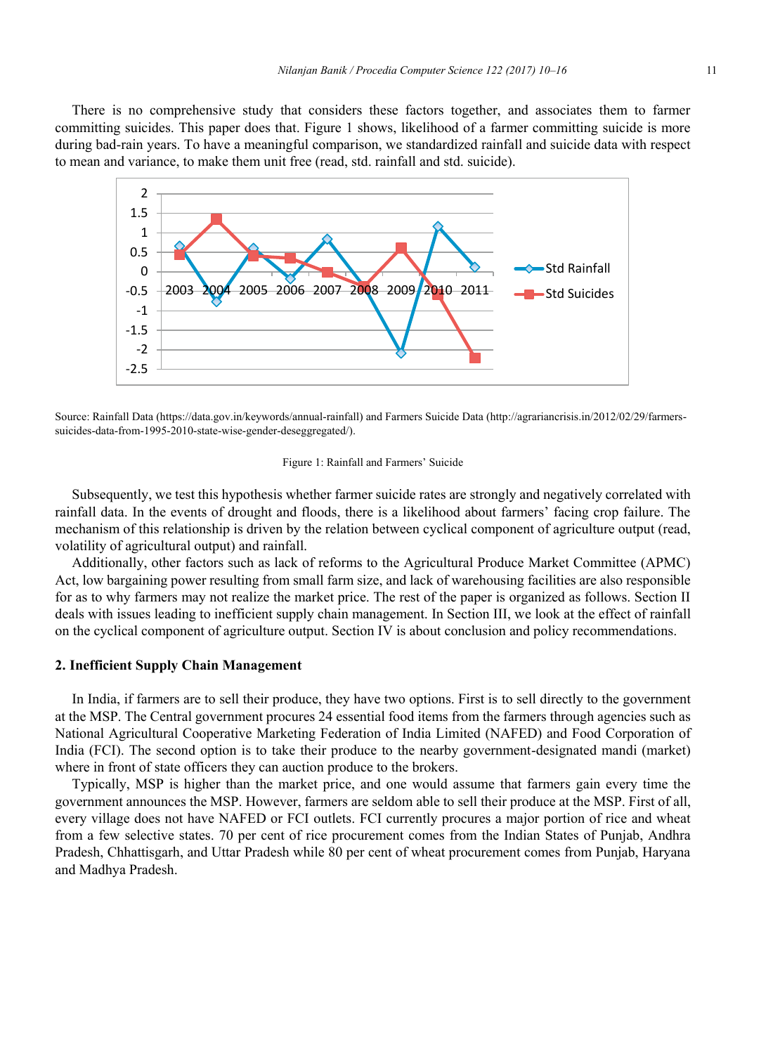There is no comprehensive study that considers these factors together, and associates them to farmer committing suicides. This paper does that. Figure 1 shows, likelihood of a farmer committing suicide is more during bad-rain years. To have a meaningful comparison, we standardized rainfall and suicide data with respect to mean and variance, to make them unit free (read, std. rainfall and std. suicide).

Source: Rainfall Data (https://data.gov.in/keywords/annual-rainfall) and Farmers Suicide Data (http://agrariancrisis.in/2012/02/29/farmers-suicides-data-from-1995-2010-state-wise-gender-deseggregated/).

Figure 1: Rainfall and Farmers' Suicide

Subsequently, we test this hypothesis whether farmer suicide rates are strongly and negatively correlated with rainfall data. In the events of drought and floods, there is a likelihood about farmers' facing crop failure. The mechanism of this relationship is driven by the relation between cyclical component of agriculture output (read, volatility of agricultural output) and rainfall.

Additionally, other factors such as lack of reforms to the Agricultural Produce Market Committee (APMC) Act, low bargaining power resulting from small farm size, and lack of warehousing facilities are also responsible for as to why farmers may not realize the market price. The rest of the paper is organized as follows. Section II deals with issues leading to inefficient supply chain management. In Section III, we look at the effect of rainfall on the cyclical component of agriculture output. Section IV is about conclusion and policy recommendations.

## 2. Inefficient Supply Chain Management

In India, if farmers are to sell their produce, they have two options. First is to sell directly to the government at the MSP. The Central government procures 24 essential food items from the farmers through agencies such as National Agricultural Cooperative Marketing Federation of India Limited (NAFED) and Food Corporation of India (FCI). The second option is to take their produce to the nearby government-designated mandi (market) where in front of state officers they can auction produce to the brokers.

Typically, MSP is higher than the market price, and one would assume that farmers gain every time the government announces the MSP. However, farmers are seldom able to sell their produce at the MSP. First of all, every village does not have NAFED or FCI outlets. FCI currently procures a major portion of rice and wheat from a few selective states. 70 per cent of rice procurement comes from the Indian States of Punjab, Andhra Pradesh, Chhattisgarh, and Uttar Pradesh while 80 per cent of wheat procurement comes from Punjab, Haryana and Madhya Pradesh.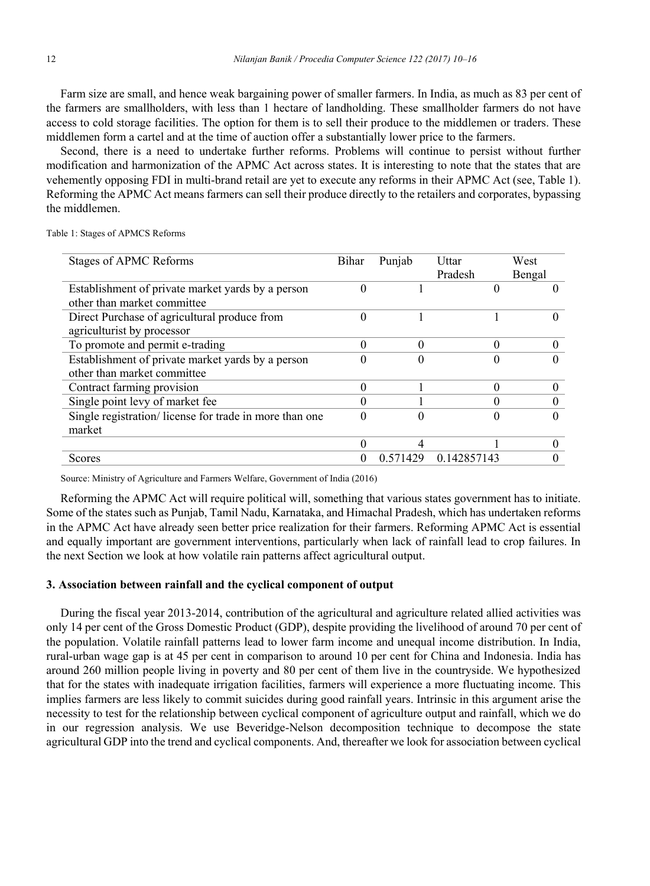Farm size are small, and hence weak bargaining power of smaller farmers. In India, as much as 83 per cent of the farmers are smallholders, with less than 1 hectare of landholding. These smallholder farmers do not have access to cold storage facilities. The option for them is to sell their produce to the middlemen or traders. These middlemen form a cartel and at the time of auction offer a substantially lower price to the farmers.

Second, there is a need to undertake further reforms. Problems will continue to persist without further modification and harmonization of the APMC Act across states. It is interesting to note that the states that are vehemently opposing FDI in multi-brand retail are yet to execute any reforms in their APMC Act (see, Table 1). Reforming the APMC Act means farmers can sell their produce directly to the retailers and corporates, bypassing the middlemen.

Table 1: Stages of APMCS Reforms

| Stages of APMC Reforms | Bihar | Punjab | Uttar Pradesh | West Bengal |
|---|---|---|---|---|
| Establishment of private market yards by a person other than market committee | 0 | 1 | 0 | 0 |
| Direct Purchase of agricultural produce from agriculturist by processor | 0 | 1 | 1 | 0 |
| To promote and permit e-trading | 0 | 0 | 0 | 0 |
| Establishment of private market yards by a person other than market committee | 0 | 0 | 0 | 0 |
| Contract farming provision | 0 | 1 | 0 | 0 |
| Single point levy of market fee | 0 | 1 | 0 | 0 |
| Single registration/ license for trade in more than one market | 0 | 0 | 0 | 0 |
| | 0 | 4 | 1 | 0 |
| Scores | 0 | 0.571429 | 0.142857143 | 0 |

Source: Ministry of Agriculture and Farmers Welfare, Government of India (2016)

Reforming the APMC Act will require political will, something that various states government has to initiate. Some of the states such as Punjab, Tamil Nadu, Karnataka, and Himachal Pradesh, which has undertaken reforms in the APMC Act have already seen better price realization for their farmers. Reforming APMC Act is essential and equally important are government interventions, particularly when lack of rainfall lead to crop failures. In the next Section we look at how volatile rain patterns affect agricultural output.

### 3. Association between rainfall and the cyclical component of output

During the fiscal year 2013-2014, contribution of the agricultural and agriculture related allied activities was only 14 per cent of the Gross Domestic Product (GDP), despite providing the livelihood of around 70 per cent of the population. Volatile rainfall patterns lead to lower farm income and unequal income distribution. In India, rural-urban wage gap is at 45 per cent in comparison to around 10 per cent for China and Indonesia. India has around 260 million people living in poverty and 80 per cent of them live in the countryside. We hypothesized that for the states with inadequate irrigation facilities, farmers will experience a more fluctuating income. This implies farmers are less likely to commit suicides during good rainfall years. Intrinsic in this argument arise the necessity to test for the relationship between cyclical component of agriculture output and rainfall, which we do in our regression analysis. We use Beveridge-Nelson decomposition technique to decompose the state agricultural GDP into the trend and cyclical components. And, thereafter we look for association between cyclical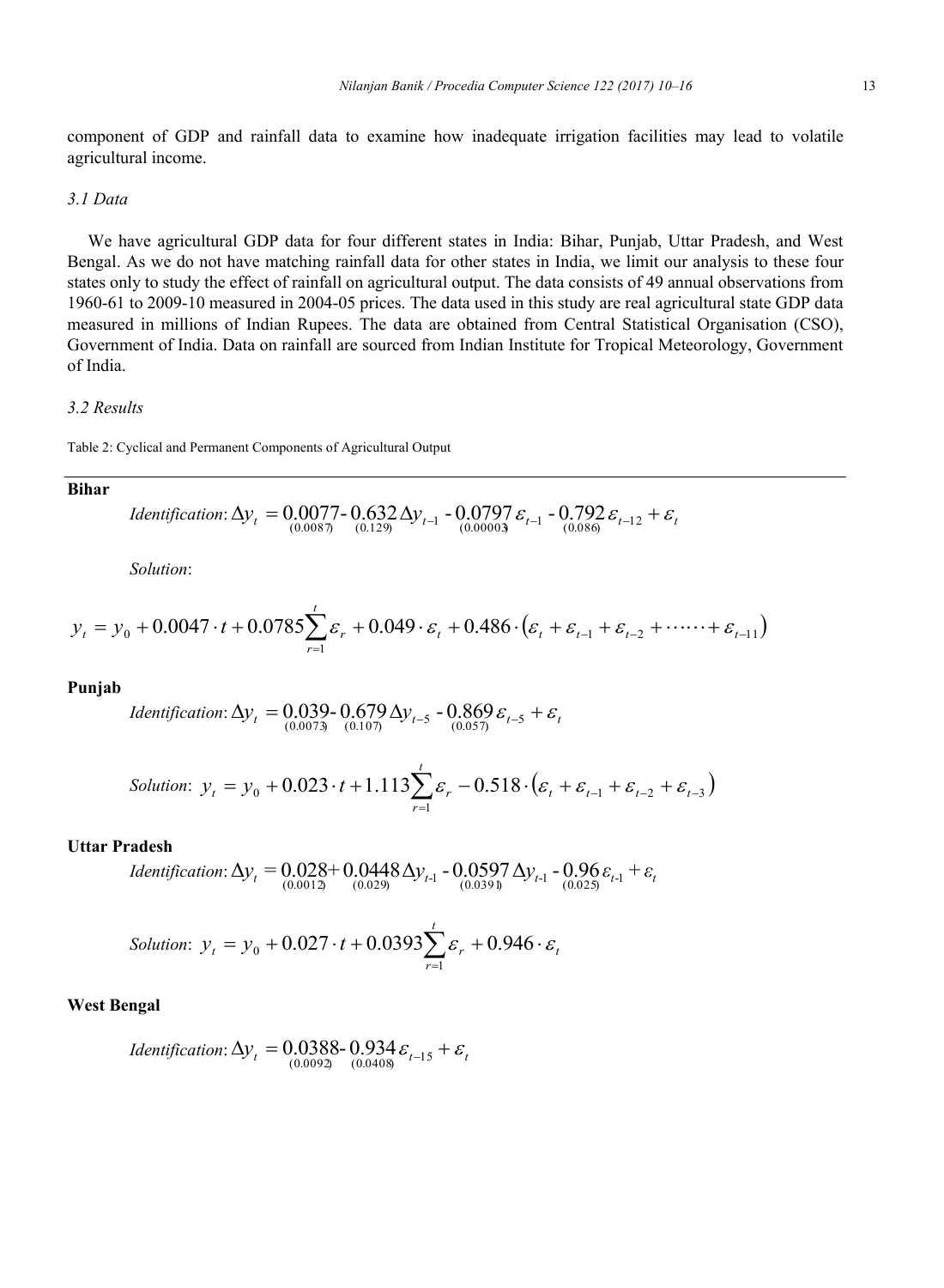component of GDP and rainfall data to examine how inadequate irrigation facilities may lead to volatile agricultural income.

### 3.1 Data

We have agricultural GDP data for four different states in India: Bihar, Punjab, Uttar Pradesh, and West Bengal. As we do not have matching rainfall data for other states in India, we limit our analysis to these four states only to study the effect of rainfall on agricultural output. The data consists of 49 annual observations from 1960-61 to 2009-10 measured in 2004-05 prices. The data used in this study are real agricultural state GDP data measured in millions of Indian Rupees. The data are obtained from Central Statistical Organisation (CSO), Government of India. Data on rainfall are sourced from Indian Institute for Tropical Meteorology, Government of India.

### 3.2 Results

Table 2: Cyclical and Permanent Components of Agricultural Output

**Bihar**

$$Identification: \Delta y_t = \underset{(0.0087)}{0.0077} - \underset{(0.129)}{0.632}\Delta y_{t-1} - \underset{(0.00003)}{0.0797}\varepsilon_{t-1} - \underset{(0.086)}{0.792}\varepsilon_{t-12} + \varepsilon_t$$

*Solution*:

$$y_t = y_0 + 0.0047 \cdot t + 0.0785\sum_{r=1}^{t}\varepsilon_r + 0.049 \cdot \varepsilon_t + 0.486 \cdot \left(\varepsilon_t + \varepsilon_{t-1} + \varepsilon_{t-2} + \cdots\cdots + \varepsilon_{t-11}\right)$$

**Punjab**

$$Identification: \Delta y_t = \underset{(0.0073)}{0.039} - \underset{(0.107)}{0.679}\Delta y_{t-5} - \underset{(0.057)}{0.869}\varepsilon_{t-5} + \varepsilon_t$$

$$Solution: \ y_t = y_0 + 0.023 \cdot t + 1.113\sum_{r=1}^{t}\varepsilon_r - 0.518 \cdot \left(\varepsilon_t + \varepsilon_{t-1} + \varepsilon_{t-2} + \varepsilon_{t-3}\right)$$

**Uttar Pradesh**

$$Identification: \Delta y_t = \underset{(0.0012)}{0.028} + \underset{(0.029)}{0.0448}\Delta y_{t\text{-}1} - \underset{(0.0391)}{0.0597}\Delta y_{t\text{-}1} - \underset{(0.025)}{0.96}\varepsilon_{t\text{-}1} + \varepsilon_t$$

$$Solution: \ y_t = y_0 + 0.027 \cdot t + 0.0393\sum_{r=1}^{t}\varepsilon_r + 0.946 \cdot \varepsilon_t$$

**West Bengal**

$$Identification: \Delta y_t = \underset{(0.0092)}{0.0388} - \underset{(0.0408)}{0.934}\varepsilon_{t-15} + \varepsilon_t$$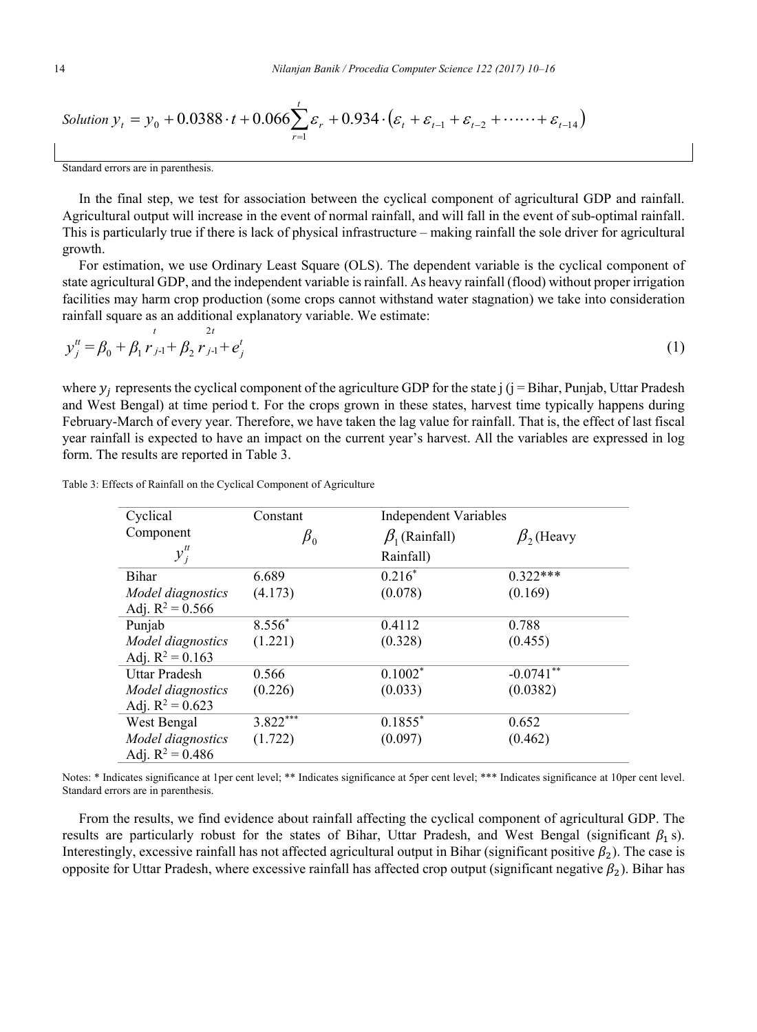$$Solution\ y_t = y_0 + 0.0388 \cdot t + 0.066 \sum_{r=1}^{t} \varepsilon_r + 0.934 \cdot (\varepsilon_t + \varepsilon_{t-1} + \varepsilon_{t-2} + \cdots\cdots + \varepsilon_{t-14})$$

Standard errors are in parenthesis.

In the final step, we test for association between the cyclical component of agricultural GDP and rainfall. Agricultural output will increase in the event of normal rainfall, and will fall in the event of sub-optimal rainfall. This is particularly true if there is lack of physical infrastructure – making rainfall the sole driver for agricultural growth.

For estimation, we use Ordinary Least Square (OLS). The dependent variable is the cyclical component of state agricultural GDP, and the independent variable is rainfall. As heavy rainfall (flood) without proper irrigation facilities may harm crop production (some crops cannot withstand water stagnation) we take into consideration rainfall square as an additional explanatory variable. We estimate:

$$y_j^{tt} = \beta_0 + \beta_1 r_{j\text{-}1}^{t} + \beta_2 r_{j\text{-}1}^{2t} + e_j^t \quad (1)$$

where $y_j$ represents the cyclical component of the agriculture GDP for the state j (j = Bihar, Punjab, Uttar Pradesh and West Bengal) at time period t. For the crops grown in these states, harvest time typically happens during February-March of every year. Therefore, we have taken the lag value for rainfall. That is, the effect of last fiscal year rainfall is expected to have an impact on the current year's harvest. All the variables are expressed in log form. The results are reported in Table 3.

Table 3: Effects of Rainfall on the Cyclical Component of Agriculture

| Cyclical Component $y_j^{tt}$ | Constant $\beta_0$ | Independent Variables $\beta_1$ (Rainfall) | $\beta_2$ (Heavy Rainfall) |
|---|---|---|---|
| Bihar | 6.689 | $0.216^{*}$ | 0.322*** |
| *Model diagnostics* | (4.173) | (0.078) | (0.169) |
| Adj. $R^2 = 0.566$ | | | |
| Punjab | $8.556^{*}$ | 0.4112 | 0.788 |
| *Model diagnostics* | (1.221) | (0.328) | (0.455) |
| Adj. $R^2 = 0.163$ | | | |
| Uttar Pradesh | 0.566 | $0.1002^{*}$ | $-0.0741^{**}$ |
| *Model diagnostics* | (0.226) | (0.033) | (0.0382) |
| Adj. $R^2 = 0.623$ | | | |
| West Bengal | $3.822^{***}$ | $0.1855^{*}$ | 0.652 |
| *Model diagnostics* | (1.722) | (0.097) | (0.462) |
| Adj. $R^2 = 0.486$ | | | |

Notes: * Indicates significance at 1per cent level; ** Indicates significance at 5per cent level; *** Indicates significance at 10per cent level. Standard errors are in parenthesis.

From the results, we find evidence about rainfall affecting the cyclical component of agricultural GDP. The results are particularly robust for the states of Bihar, Uttar Pradesh, and West Bengal (significant $\beta_1$ s). Interestingly, excessive rainfall has not affected agricultural output in Bihar (significant positive $\beta_2$). The case is opposite for Uttar Pradesh, where excessive rainfall has affected crop output (significant negative $\beta_2$). Bihar has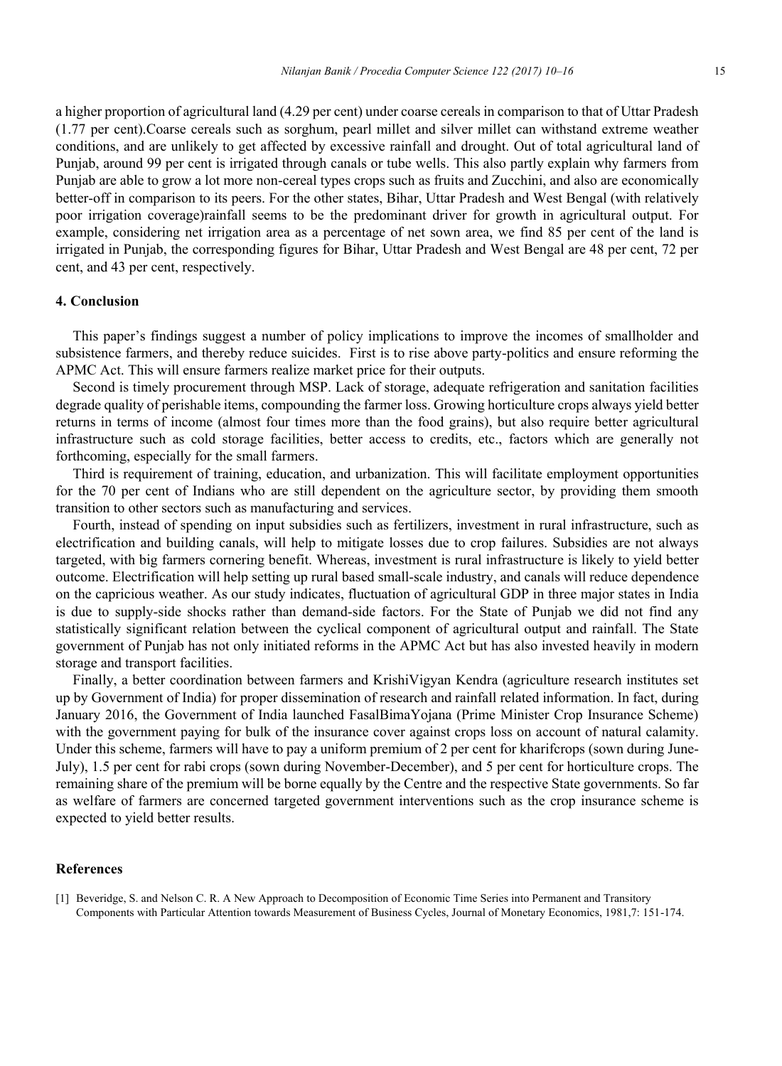a higher proportion of agricultural land (4.29 per cent) under coarse cereals in comparison to that of Uttar Pradesh (1.77 per cent).Coarse cereals such as sorghum, pearl millet and silver millet can withstand extreme weather conditions, and are unlikely to get affected by excessive rainfall and drought. Out of total agricultural land of Punjab, around 99 per cent is irrigated through canals or tube wells. This also partly explain why farmers from Punjab are able to grow a lot more non-cereal types crops such as fruits and Zucchini, and also are economically better-off in comparison to its peers. For the other states, Bihar, Uttar Pradesh and West Bengal (with relatively poor irrigation coverage)rainfall seems to be the predominant driver for growth in agricultural output. For example, considering net irrigation area as a percentage of net sown area, we find 85 per cent of the land is irrigated in Punjab, the corresponding figures for Bihar, Uttar Pradesh and West Bengal are 48 per cent, 72 per cent, and 43 per cent, respectively.

## 4. Conclusion

This paper's findings suggest a number of policy implications to improve the incomes of smallholder and subsistence farmers, and thereby reduce suicides. First is to rise above party-politics and ensure reforming the APMC Act. This will ensure farmers realize market price for their outputs.

Second is timely procurement through MSP. Lack of storage, adequate refrigeration and sanitation facilities degrade quality of perishable items, compounding the farmer loss. Growing horticulture crops always yield better returns in terms of income (almost four times more than the food grains), but also require better agricultural infrastructure such as cold storage facilities, better access to credits, etc., factors which are generally not forthcoming, especially for the small farmers.

Third is requirement of training, education, and urbanization. This will facilitate employment opportunities for the 70 per cent of Indians who are still dependent on the agriculture sector, by providing them smooth transition to other sectors such as manufacturing and services.

Fourth, instead of spending on input subsidies such as fertilizers, investment in rural infrastructure, such as electrification and building canals, will help to mitigate losses due to crop failures. Subsidies are not always targeted, with big farmers cornering benefit. Whereas, investment is rural infrastructure is likely to yield better outcome. Electrification will help setting up rural based small-scale industry, and canals will reduce dependence on the capricious weather. As our study indicates, fluctuation of agricultural GDP in three major states in India is due to supply-side shocks rather than demand-side factors. For the State of Punjab we did not find any statistically significant relation between the cyclical component of agricultural output and rainfall. The State government of Punjab has not only initiated reforms in the APMC Act but has also invested heavily in modern storage and transport facilities.

Finally, a better coordination between farmers and KrishiVigyan Kendra (agriculture research institutes set up by Government of India) for proper dissemination of research and rainfall related information. In fact, during January 2016, the Government of India launched FasalBimaYojana (Prime Minister Crop Insurance Scheme) with the government paying for bulk of the insurance cover against crops loss on account of natural calamity. Under this scheme, farmers will have to pay a uniform premium of 2 per cent for kharifcrops (sown during June-July), 1.5 per cent for rabi crops (sown during November-December), and 5 per cent for horticulture crops. The remaining share of the premium will be borne equally by the Centre and the respective State governments. So far as welfare of farmers are concerned targeted government interventions such as the crop insurance scheme is expected to yield better results.

## References

[1] Beveridge, S. and Nelson C. R. A New Approach to Decomposition of Economic Time Series into Permanent and Transitory Components with Particular Attention towards Measurement of Business Cycles, Journal of Monetary Economics, 1981,7: 151-174.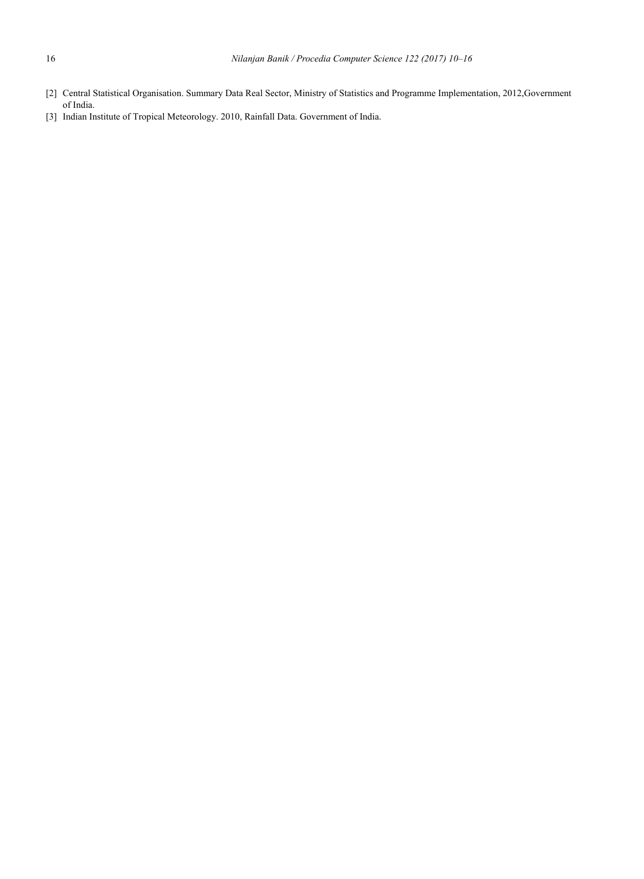[2] Central Statistical Organisation. Summary Data Real Sector, Ministry of Statistics and Programme Implementation, 2012,Government of India.

[3] Indian Institute of Tropical Meteorology. 2010, Rainfall Data. Government of India.